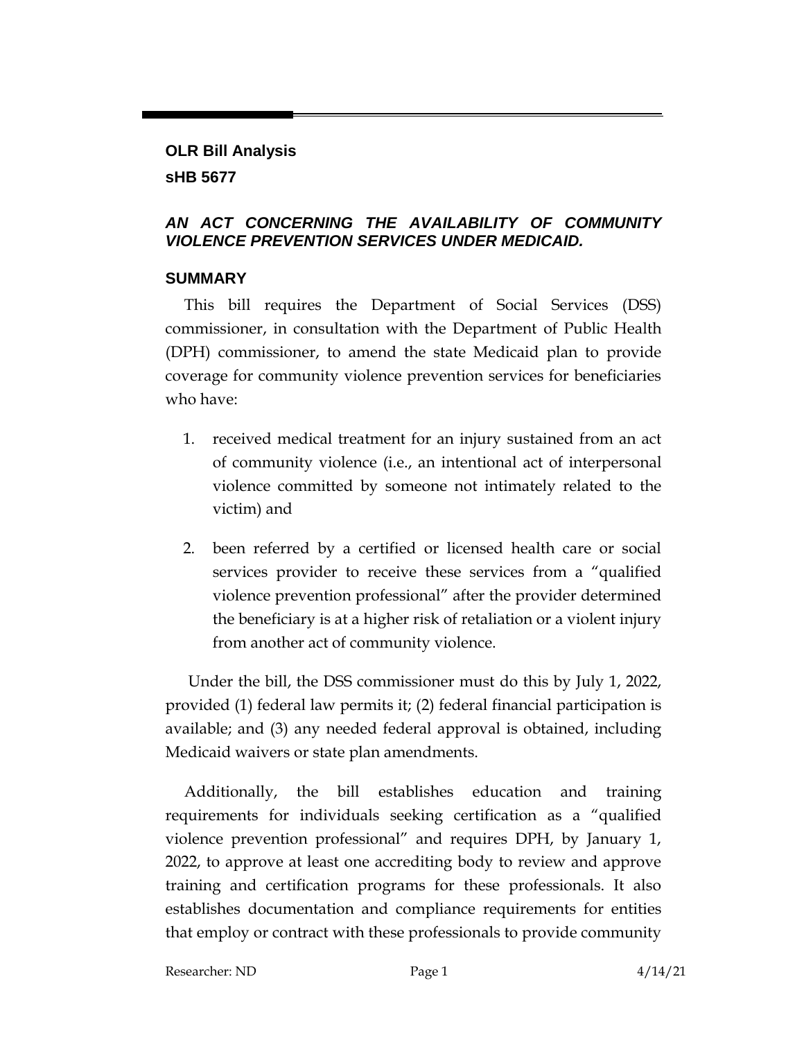**OLR Bill Analysis**

**sHB 5677**

***AN ACT CONCERNING THE AVAILABILITY OF COMMUNITY VIOLENCE PREVENTION SERVICES UNDER MEDICAID.***

## SUMMARY

This bill requires the Department of Social Services (DSS) commissioner, in consultation with the Department of Public Health (DPH) commissioner, to amend the state Medicaid plan to provide coverage for community violence prevention services for beneficiaries who have:

1. received medical treatment for an injury sustained from an act of community violence (i.e., an intentional act of interpersonal violence committed by someone not intimately related to the victim) and
2. been referred by a certified or licensed health care or social services provider to receive these services from a "qualified violence prevention professional" after the provider determined the beneficiary is at a higher risk of retaliation or a violent injury from another act of community violence.

Under the bill, the DSS commissioner must do this by July 1, 2022, provided (1) federal law permits it; (2) federal financial participation is available; and (3) any needed federal approval is obtained, including Medicaid waivers or state plan amendments.

Additionally, the bill establishes education and training requirements for individuals seeking certification as a "qualified violence prevention professional" and requires DPH, by January 1, 2022, to approve at least one accrediting body to review and approve training and certification programs for these professionals. It also establishes documentation and compliance requirements for entities that employ or contract with these professionals to provide community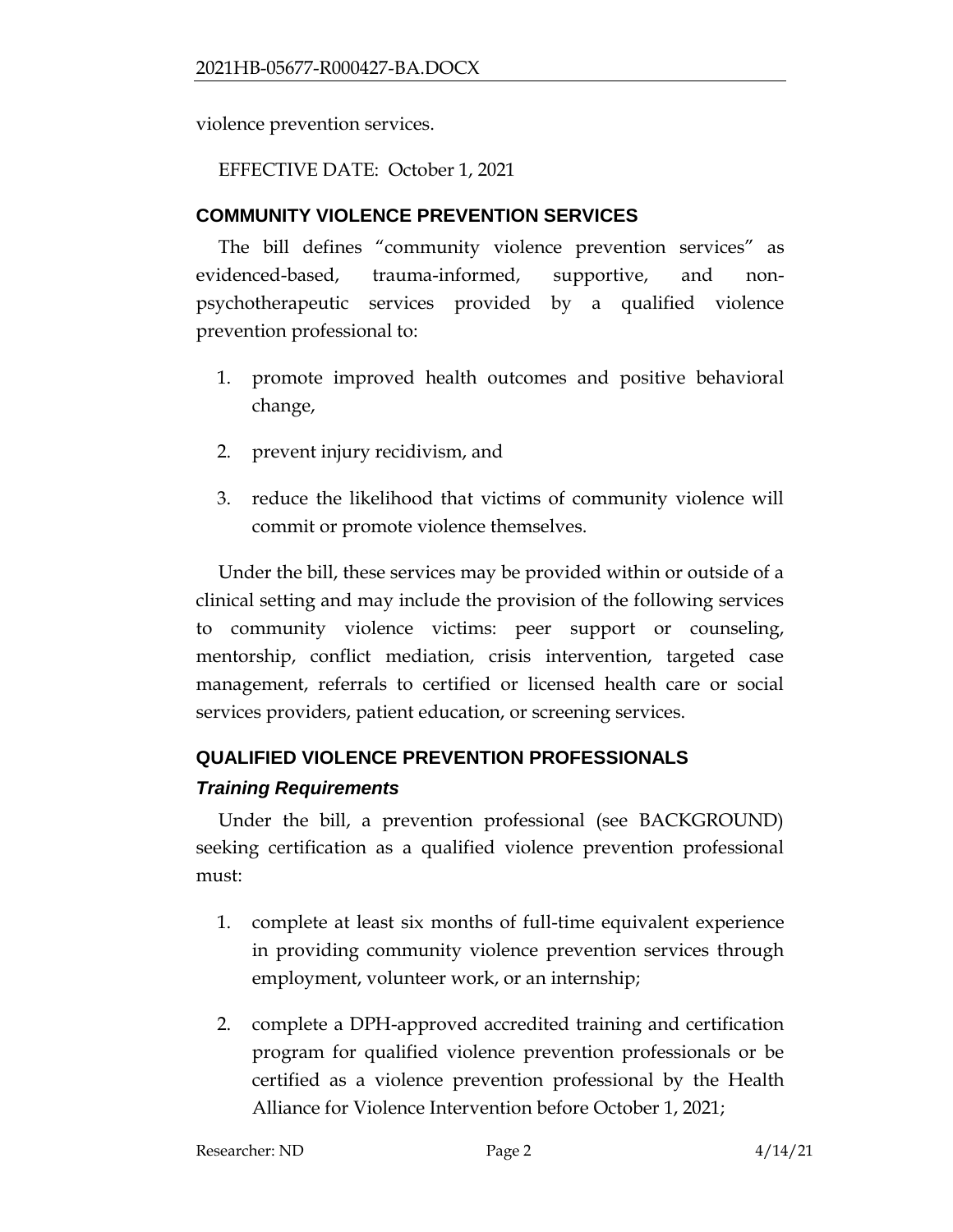violence prevention services.

EFFECTIVE DATE: October 1, 2021

## COMMUNITY VIOLENCE PREVENTION SERVICES

The bill defines "community violence prevention services" as evidenced-based, trauma-informed, supportive, and non-psychotherapeutic services provided by a qualified violence prevention professional to:

1. promote improved health outcomes and positive behavioral change,
2. prevent injury recidivism, and
3. reduce the likelihood that victims of community violence will commit or promote violence themselves.

Under the bill, these services may be provided within or outside of a clinical setting and may include the provision of the following services to community violence victims: peer support or counseling, mentorship, conflict mediation, crisis intervention, targeted case management, referrals to certified or licensed health care or social services providers, patient education, or screening services.

## QUALIFIED VIOLENCE PREVENTION PROFESSIONALS

### *Training Requirements*

Under the bill, a prevention professional (see BACKGROUND) seeking certification as a qualified violence prevention professional must:

1. complete at least six months of full-time equivalent experience in providing community violence prevention services through employment, volunteer work, or an internship;
2. complete a DPH-approved accredited training and certification program for qualified violence prevention professionals or be certified as a violence prevention professional by the Health Alliance for Violence Intervention before October 1, 2021;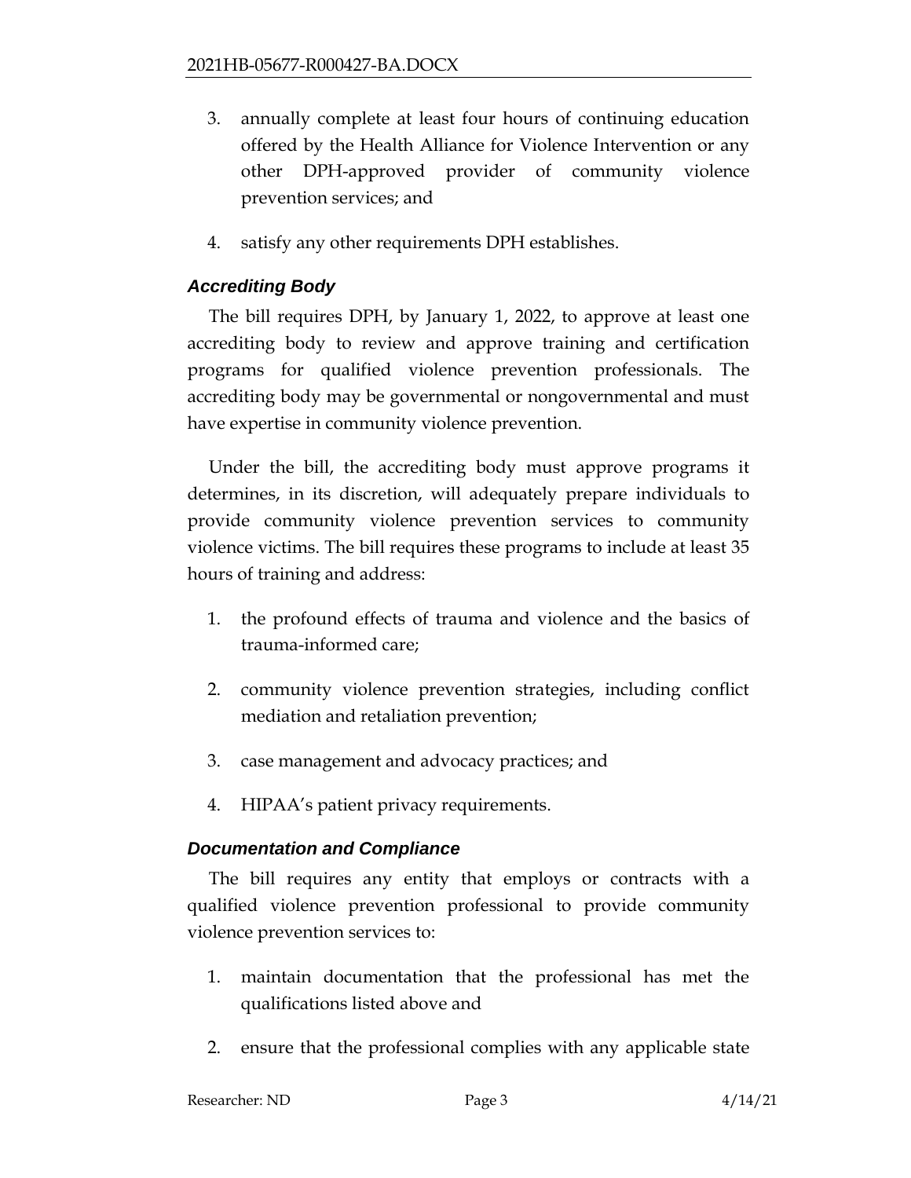3. annually complete at least four hours of continuing education offered by the Health Alliance for Violence Intervention or any other DPH-approved provider of community violence prevention services; and

4. satisfy any other requirements DPH establishes.

### *Accrediting Body*

The bill requires DPH, by January 1, 2022, to approve at least one accrediting body to review and approve training and certification programs for qualified violence prevention professionals. The accrediting body may be governmental or nongovernmental and must have expertise in community violence prevention.

Under the bill, the accrediting body must approve programs it determines, in its discretion, will adequately prepare individuals to provide community violence prevention services to community violence victims. The bill requires these programs to include at least 35 hours of training and address:

1. the profound effects of trauma and violence and the basics of trauma-informed care;

2. community violence prevention strategies, including conflict mediation and retaliation prevention;

3. case management and advocacy practices; and

4. HIPAA's patient privacy requirements.

### *Documentation and Compliance*

The bill requires any entity that employs or contracts with a qualified violence prevention professional to provide community violence prevention services to:

1. maintain documentation that the professional has met the qualifications listed above and

2. ensure that the professional complies with any applicable state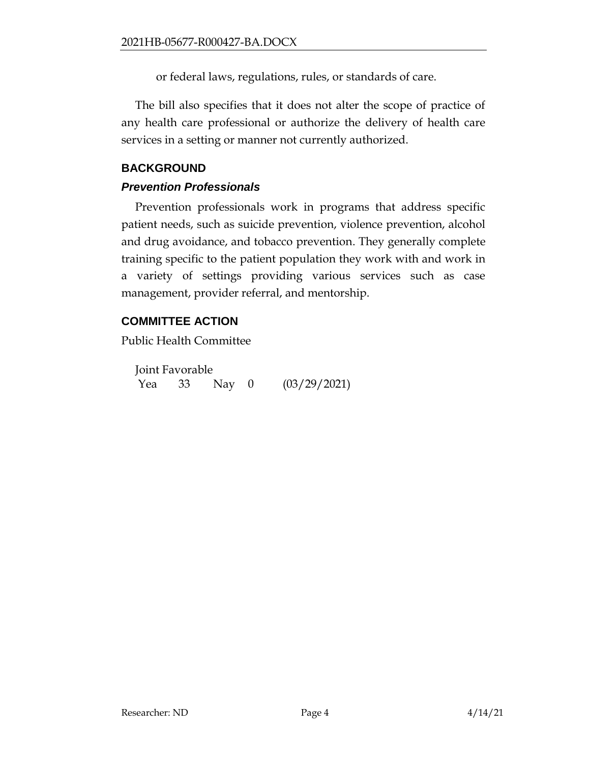or federal laws, regulations, rules, or standards of care.

The bill also specifies that it does not alter the scope of practice of any health care professional or authorize the delivery of health care services in a setting or manner not currently authorized.

## BACKGROUND

### *Prevention Professionals*

Prevention professionals work in programs that address specific patient needs, such as suicide prevention, violence prevention, alcohol and drug avoidance, and tobacco prevention. They generally complete training specific to the patient population they work with and work in a variety of settings providing various services such as case management, provider referral, and mentorship.

## COMMITTEE ACTION

Public Health Committee

Joint Favorable
Yea 33 Nay 0 (03/29/2021)